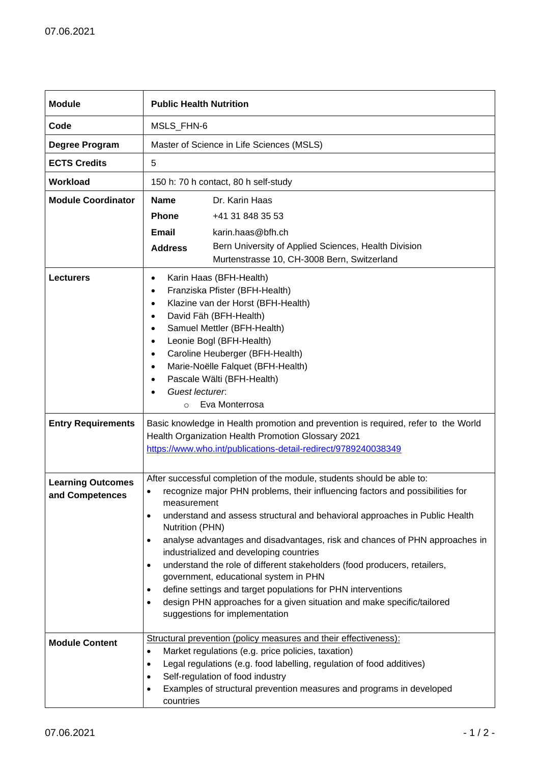07.06.2021

| Module | Public Health Nutrition |
|---|---|
| Code | MSLS_FHN-6 |
| Degree Program | Master of Science in Life Sciences (MSLS) |
| ECTS Credits | 5 |
| Workload | 150 h: 70 h contact, 80 h self-study |
| Module Coordinator | **Name** Dr. Karin Haas<br>**Phone** +41 31 848 35 53<br>**Email** karin.haas@bfh.ch<br>**Address** Bern University of Applied Sciences, Health Division<br>Murtenstrasse 10, CH-3008 Bern, Switzerland |
| Lecturers | • Karin Haas (BFH-Health)<br>• Franziska Pfister (BFH-Health)<br>• Klazine van der Horst (BFH-Health)<br>• David Fäh (BFH-Health)<br>• Samuel Mettler (BFH-Health)<br>• Leonie Bogl (BFH-Health)<br>• Caroline Heuberger (BFH-Health)<br>• Marie-Noëlle Falquet (BFH-Health)<br>• Pascale Wälti (BFH-Health)<br>• *Guest lecturer*:<br>  ○ Eva Monterrosa |
| Entry Requirements | Basic knowledge in Health promotion and prevention is required, refer to the World Health Organization Health Promotion Glossary 2021 https://www.who.int/publications-detail-redirect/9789240038349 |
| Learning Outcomes and Competences | After successful completion of the module, students should be able to:<br>• recognize major PHN problems, their influencing factors and possibilities for measurement<br>• understand and assess structural and behavioral approaches in Public Health Nutrition (PHN)<br>• analyse advantages and disadvantages, risk and chances of PHN approaches in industrialized and developing countries<br>• understand the role of different stakeholders (food producers, retailers, government, educational system in PHN<br>• define settings and target populations for PHN interventions<br>• design PHN approaches for a given situation and make specific/tailored suggestions for implementation |
| Module Content | Structural prevention (policy measures and their effectiveness):<br>• Market regulations (e.g. price policies, taxation)<br>• Legal regulations (e.g. food labelling, regulation of food additives)<br>• Self-regulation of food industry<br>• Examples of structural prevention measures and programs in developed countries |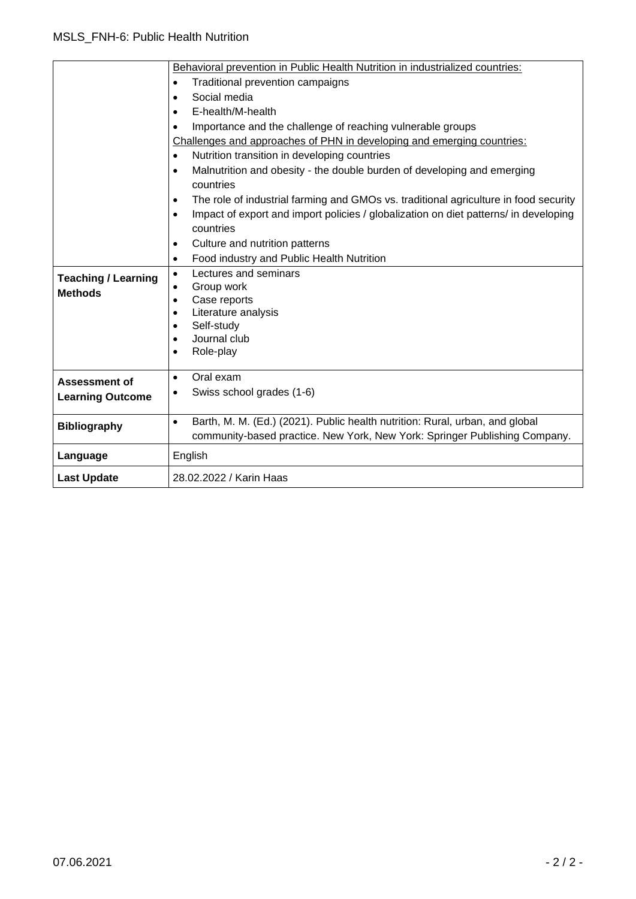| | |
|---|---|
| | Behavioral prevention in Public Health Nutrition in industrialized countries:<br>• Traditional prevention campaigns<br>• Social media<br>• E-health/M-health<br>• Importance and the challenge of reaching vulnerable groups<br>Challenges and approaches of PHN in developing and emerging countries:<br>• Nutrition transition in developing countries<br>• Malnutrition and obesity - the double burden of developing and emerging countries<br>• The role of industrial farming and GMOs vs. traditional agriculture in food security<br>• Impact of export and import policies / globalization on diet patterns/ in developing countries<br>• Culture and nutrition patterns<br>• Food industry and Public Health Nutrition |
| **Teaching / Learning Methods** | • Lectures and seminars<br>• Group work<br>• Case reports<br>• Literature analysis<br>• Self-study<br>• Journal club<br>• Role-play |
| **Assessment of Learning Outcome** | • Oral exam<br>• Swiss school grades (1-6) |
| **Bibliography** | • Barth, M. M. (Ed.) (2021). Public health nutrition: Rural, urban, and global community-based practice. New York, New York: Springer Publishing Company. |
| **Language** | English |
| **Last Update** | 28.02.2022 / Karin Haas |